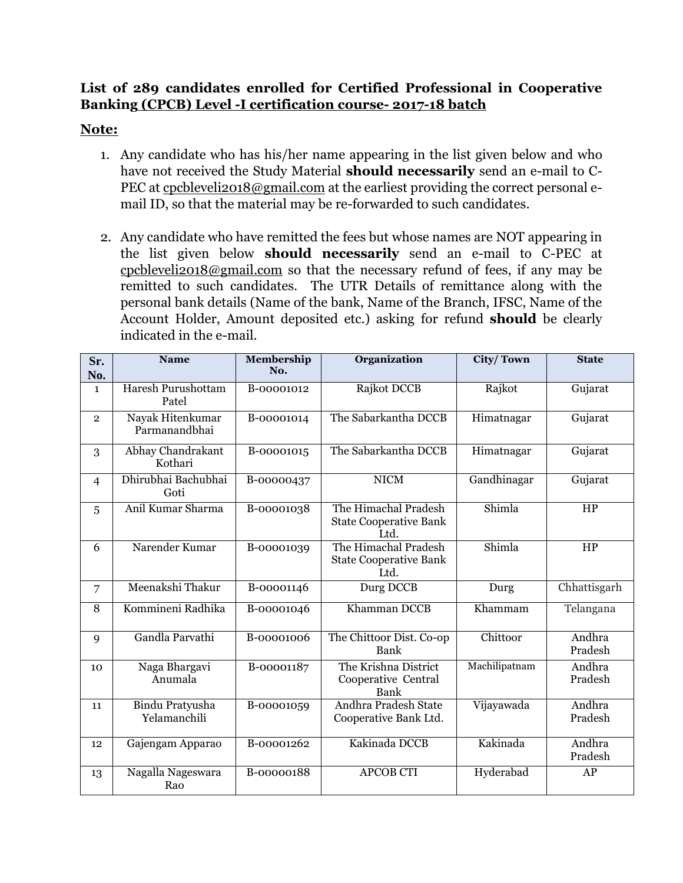**List of 289 candidates enrolled for Certified Professional in Cooperative Banking (CPCB) Level -I certification course- 2017-18 batch**

**Note:**

1. Any candidate who has his/her name appearing in the list given below and who have not received the Study Material **should necessarily** send an e-mail to C-PEC at cpcbleveli2018@gmail.com at the earliest providing the correct personal e-mail ID, so that the material may be re-forwarded to such candidates.

2. Any candidate who have remitted the fees but whose names are NOT appearing in the list given below **should necessarily** send an e-mail to C-PEC at cpcbleveli2018@gmail.com so that the necessary refund of fees, if any may be remitted to such candidates. The UTR Details of remittance along with the personal bank details (Name of the bank, Name of the Branch, IFSC, Name of the Account Holder, Amount deposited etc.) asking for refund **should** be clearly indicated in the e-mail.

| Sr. No. | Name | Membership No. | Organization | City/ Town | State |
|---|---|---|---|---|---|
| 1 | Haresh Purushottam Patel | B-00001012 | Rajkot DCCB | Rajkot | Gujarat |
| 2 | Nayak Hitenkumar Parmanandbhai | B-00001014 | The Sabarkantha DCCB | Himatnagar | Gujarat |
| 3 | Abhay Chandrakant Kothari | B-00001015 | The Sabarkantha DCCB | Himatnagar | Gujarat |
| 4 | Dhirubhai Bachubhai Goti | B-00000437 | NICM | Gandhinagar | Gujarat |
| 5 | Anil Kumar Sharma | B-00001038 | The Himachal Pradesh State Cooperative Bank Ltd. | Shimla | HP |
| 6 | Narender Kumar | B-00001039 | The Himachal Pradesh State Cooperative Bank Ltd. | Shimla | HP |
| 7 | Meenakshi Thakur | B-00001146 | Durg DCCB | Durg | Chhattisgarh |
| 8 | Kommineni Radhika | B-00001046 | Khamman DCCB | Khammam | Telangana |
| 9 | Gandla Parvathi | B-00001006 | The Chittoor Dist. Co-op Bank | Chittoor | Andhra Pradesh |
| 10 | Naga Bhargavi Anumala | B-00001187 | The Krishna District Cooperative Central Bank | Machilipatnam | Andhra Pradesh |
| 11 | Bindu Pratyusha Yelamanchili | B-00001059 | Andhra Pradesh State Cooperative Bank Ltd. | Vijayawada | Andhra Pradesh |
| 12 | Gajengam Apparao | B-00001262 | Kakinada DCCB | Kakinada | Andhra Pradesh |
| 13 | Nagalla Nageswara Rao | B-00000188 | APCOB CTI | Hyderabad | AP |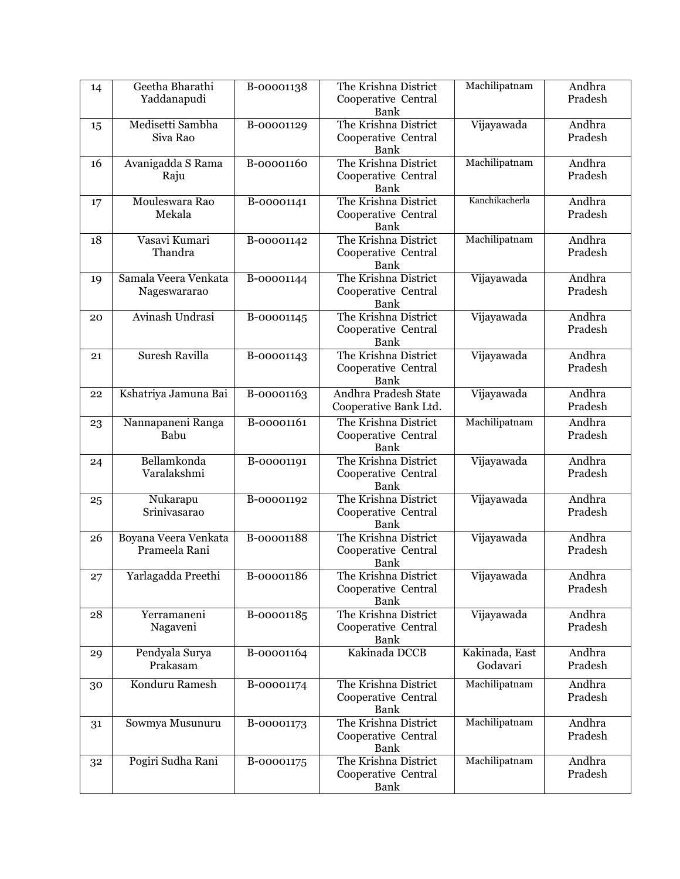| 14 | Geetha Bharathi Yaddanapudi | B-00001138 | The Krishna District Cooperative Central Bank | Machilipatnam | Andhra Pradesh |
|---|---|---|---|---|---|
| 15 | Medisetti Sambha Siva Rao | B-00001129 | The Krishna District Cooperative Central Bank | Vijayawada | Andhra Pradesh |
| 16 | Avanigadda S Rama Raju | B-00001160 | The Krishna District Cooperative Central Bank | Machilipatnam | Andhra Pradesh |
| 17 | Mouleswara Rao Mekala | B-00001141 | The Krishna District Cooperative Central Bank | Kanchikacherla | Andhra Pradesh |
| 18 | Vasavi Kumari Thandra | B-00001142 | The Krishna District Cooperative Central Bank | Machilipatnam | Andhra Pradesh |
| 19 | Samala Veera Venkata Nageswararao | B-00001144 | The Krishna District Cooperative Central Bank | Vijayawada | Andhra Pradesh |
| 20 | Avinash Undrasi | B-00001145 | The Krishna District Cooperative Central Bank | Vijayawada | Andhra Pradesh |
| 21 | Suresh Ravilla | B-00001143 | The Krishna District Cooperative Central Bank | Vijayawada | Andhra Pradesh |
| 22 | Kshatriya Jamuna Bai | B-00001163 | Andhra Pradesh State Cooperative Bank Ltd. | Vijayawada | Andhra Pradesh |
| 23 | Nannapaneni Ranga Babu | B-00001161 | The Krishna District Cooperative Central Bank | Machilipatnam | Andhra Pradesh |
| 24 | Bellamkonda Varalakshmi | B-00001191 | The Krishna District Cooperative Central Bank | Vijayawada | Andhra Pradesh |
| 25 | Nukarapu Srinivasarao | B-00001192 | The Krishna District Cooperative Central Bank | Vijayawada | Andhra Pradesh |
| 26 | Boyana Veera Venkata Prameela Rani | B-00001188 | The Krishna District Cooperative Central Bank | Vijayawada | Andhra Pradesh |
| 27 | Yarlagadda Preethi | B-00001186 | The Krishna District Cooperative Central Bank | Vijayawada | Andhra Pradesh |
| 28 | Yerramaneni Nagaveni | B-00001185 | The Krishna District Cooperative Central Bank | Vijayawada | Andhra Pradesh |
| 29 | Pendyala Surya Prakasam | B-00001164 | Kakinada DCCB | Kakinada, East Godavari | Andhra Pradesh |
| 30 | Konduru Ramesh | B-00001174 | The Krishna District Cooperative Central Bank | Machilipatnam | Andhra Pradesh |
| 31 | Sowmya Musunuru | B-00001173 | The Krishna District Cooperative Central Bank | Machilipatnam | Andhra Pradesh |
| 32 | Pogiri Sudha Rani | B-00001175 | The Krishna District Cooperative Central Bank | Machilipatnam | Andhra Pradesh |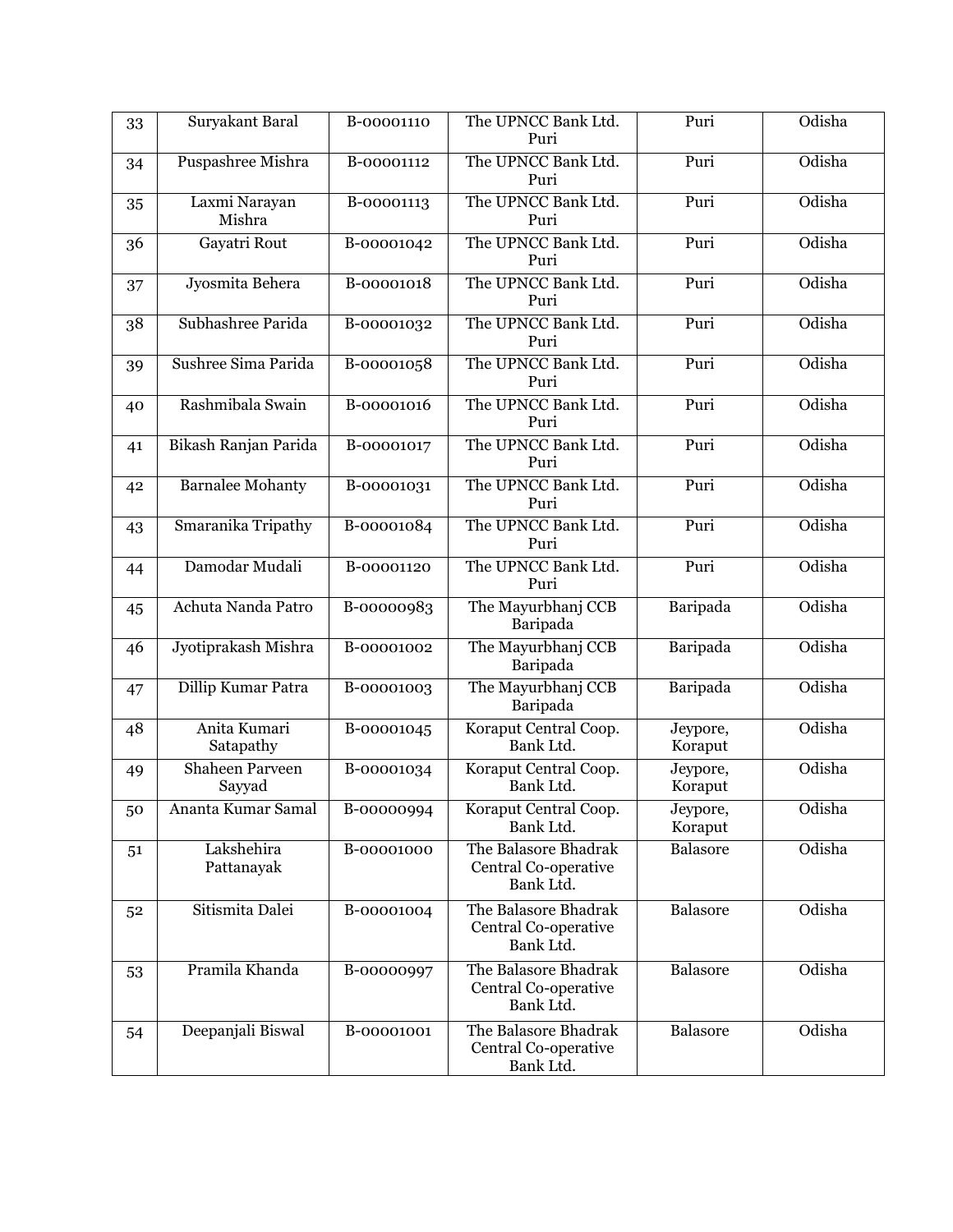| 33 | Suryakant Baral | B-00001110 | The UPNCC Bank Ltd. Puri | Puri | Odisha |
|---|---|---|---|---|---|
| 34 | Puspashree Mishra | B-00001112 | The UPNCC Bank Ltd. Puri | Puri | Odisha |
| 35 | Laxmi Narayan Mishra | B-00001113 | The UPNCC Bank Ltd. Puri | Puri | Odisha |
| 36 | Gayatri Rout | B-00001042 | The UPNCC Bank Ltd. Puri | Puri | Odisha |
| 37 | Jyosmita Behera | B-00001018 | The UPNCC Bank Ltd. Puri | Puri | Odisha |
| 38 | Subhashree Parida | B-00001032 | The UPNCC Bank Ltd. Puri | Puri | Odisha |
| 39 | Sushree Sima Parida | B-00001058 | The UPNCC Bank Ltd. Puri | Puri | Odisha |
| 40 | Rashmibala Swain | B-00001016 | The UPNCC Bank Ltd. Puri | Puri | Odisha |
| 41 | Bikash Ranjan Parida | B-00001017 | The UPNCC Bank Ltd. Puri | Puri | Odisha |
| 42 | Barnalee Mohanty | B-00001031 | The UPNCC Bank Ltd. Puri | Puri | Odisha |
| 43 | Smaranika Tripathy | B-00001084 | The UPNCC Bank Ltd. Puri | Puri | Odisha |
| 44 | Damodar Mudali | B-00001120 | The UPNCC Bank Ltd. Puri | Puri | Odisha |
| 45 | Achuta Nanda Patro | B-00000983 | The Mayurbhanj CCB Baripada | Baripada | Odisha |
| 46 | Jyotiprakash Mishra | B-00001002 | The Mayurbhanj CCB Baripada | Baripada | Odisha |
| 47 | Dillip Kumar Patra | B-00001003 | The Mayurbhanj CCB Baripada | Baripada | Odisha |
| 48 | Anita Kumari Satapathy | B-00001045 | Koraput Central Coop. Bank Ltd. | Jeypore, Koraput | Odisha |
| 49 | Shaheen Parveen Sayyad | B-00001034 | Koraput Central Coop. Bank Ltd. | Jeypore, Koraput | Odisha |
| 50 | Ananta Kumar Samal | B-00000994 | Koraput Central Coop. Bank Ltd. | Jeypore, Koraput | Odisha |
| 51 | Lakshehira Pattanayak | B-00001000 | The Balasore Bhadrak Central Co-operative Bank Ltd. | Balasore | Odisha |
| 52 | Sitismita Dalei | B-00001004 | The Balasore Bhadrak Central Co-operative Bank Ltd. | Balasore | Odisha |
| 53 | Pramila Khanda | B-00000997 | The Balasore Bhadrak Central Co-operative Bank Ltd. | Balasore | Odisha |
| 54 | Deepanjali Biswal | B-00001001 | The Balasore Bhadrak Central Co-operative Bank Ltd. | Balasore | Odisha |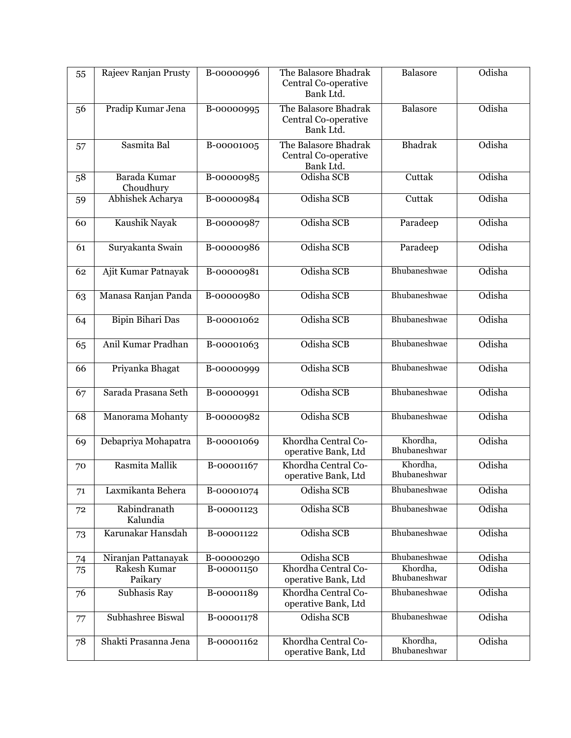| 55 | Rajeev Ranjan Prusty | B-00000996 | The Balasore Bhadrak Central Co-operative Bank Ltd. | Balasore | Odisha |
|---|---|---|---|---|---|
| 56 | Pradip Kumar Jena | B-00000995 | The Balasore Bhadrak Central Co-operative Bank Ltd. | Balasore | Odisha |
| 57 | Sasmita Bal | B-00001005 | The Balasore Bhadrak Central Co-operative Bank Ltd. | Bhadrak | Odisha |
| 58 | Barada Kumar Choudhury | B-00000985 | Odisha SCB | Cuttak | Odisha |
| 59 | Abhishek Acharya | B-00000984 | Odisha SCB | Cuttak | Odisha |
| 60 | Kaushik Nayak | B-00000987 | Odisha SCB | Paradeep | Odisha |
| 61 | Suryakanta Swain | B-00000986 | Odisha SCB | Paradeep | Odisha |
| 62 | Ajit Kumar Patnayak | B-00000981 | Odisha SCB | Bhubaneshwae | Odisha |
| 63 | Manasa Ranjan Panda | B-00000980 | Odisha SCB | Bhubaneshwae | Odisha |
| 64 | Bipin Bihari Das | B-00001062 | Odisha SCB | Bhubaneshwae | Odisha |
| 65 | Anil Kumar Pradhan | B-00001063 | Odisha SCB | Bhubaneshwae | Odisha |
| 66 | Priyanka Bhagat | B-00000999 | Odisha SCB | Bhubaneshwae | Odisha |
| 67 | Sarada Prasana Seth | B-00000991 | Odisha SCB | Bhubaneshwae | Odisha |
| 68 | Manorama Mohanty | B-00000982 | Odisha SCB | Bhubaneshwae | Odisha |
| 69 | Debapriya Mohapatra | B-00001069 | Khordha Central Co-operative Bank, Ltd | Khordha, Bhubaneshwar | Odisha |
| 70 | Rasmita Mallik | B-00001167 | Khordha Central Co-operative Bank, Ltd | Khordha, Bhubaneshwar | Odisha |
| 71 | Laxmikanta Behera | B-00001074 | Odisha SCB | Bhubaneshwae | Odisha |
| 72 | Rabindranath Kalundia | B-00001123 | Odisha SCB | Bhubaneshwae | Odisha |
| 73 | Karunakar Hansdah | B-00001122 | Odisha SCB | Bhubaneshwae | Odisha |
| 74 | Niranjan Pattanayak | B-00000290 | Odisha SCB | Bhubaneshwae | Odisha |
| 75 | Rakesh Kumar Paikary | B-00001150 | Khordha Central Co-operative Bank, Ltd | Khordha, Bhubaneshwar | Odisha |
| 76 | Subhasis Ray | B-00001189 | Khordha Central Co-operative Bank, Ltd | Bhubaneshwae | Odisha |
| 77 | Subhashree Biswal | B-00001178 | Odisha SCB | Bhubaneshwae | Odisha |
| 78 | Shakti Prasanna Jena | B-00001162 | Khordha Central Co-operative Bank, Ltd | Khordha, Bhubaneshwar | Odisha |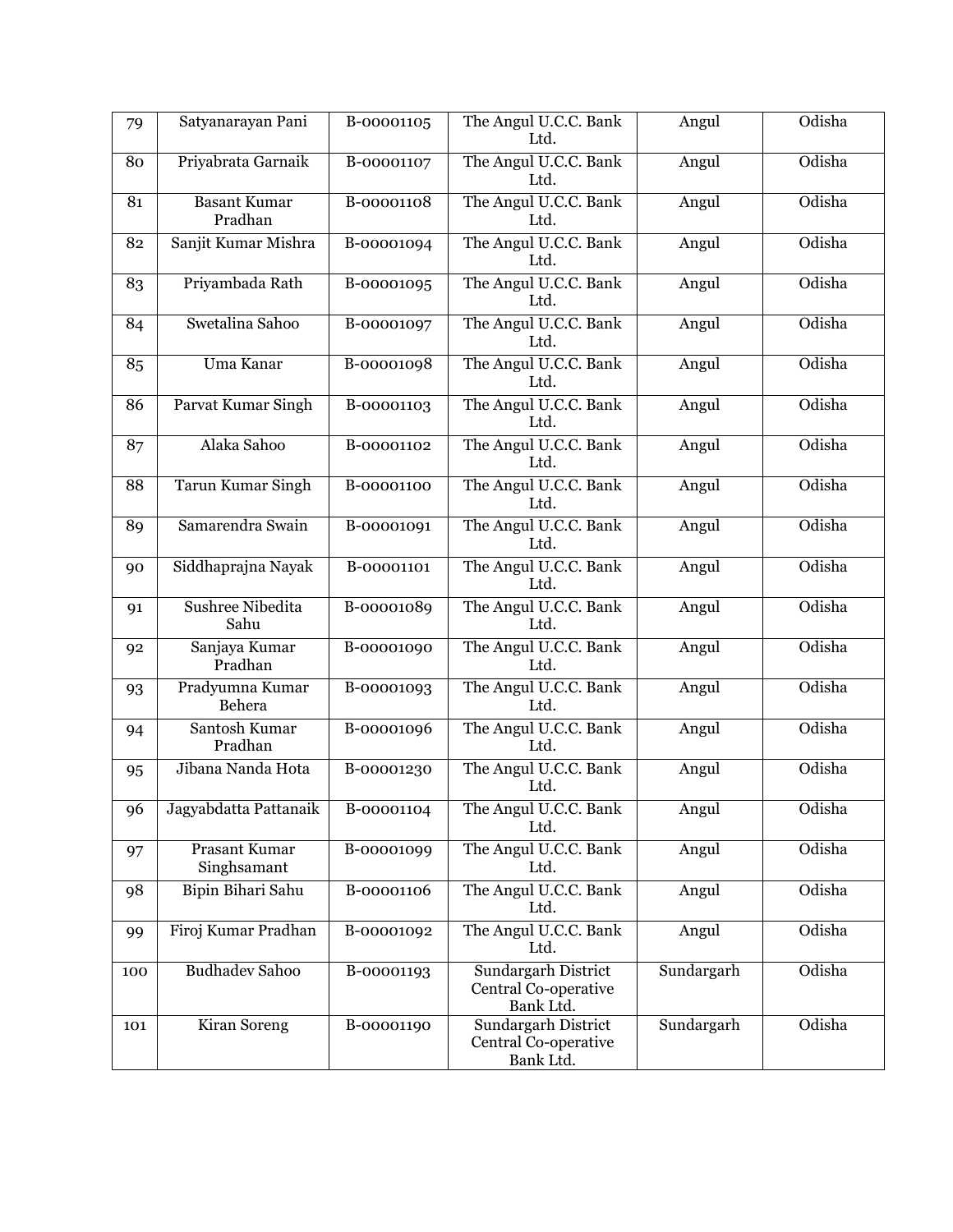| 79 | Satyanarayan Pani | B-00001105 | The Angul U.C.C. Bank Ltd. | Angul | Odisha |
|---|---|---|---|---|---|
| 80 | Priyabrata Garnaik | B-00001107 | The Angul U.C.C. Bank Ltd. | Angul | Odisha |
| 81 | Basant Kumar Pradhan | B-00001108 | The Angul U.C.C. Bank Ltd. | Angul | Odisha |
| 82 | Sanjit Kumar Mishra | B-00001094 | The Angul U.C.C. Bank Ltd. | Angul | Odisha |
| 83 | Priyambada Rath | B-00001095 | The Angul U.C.C. Bank Ltd. | Angul | Odisha |
| 84 | Swetalina Sahoo | B-00001097 | The Angul U.C.C. Bank Ltd. | Angul | Odisha |
| 85 | Uma Kanar | B-00001098 | The Angul U.C.C. Bank Ltd. | Angul | Odisha |
| 86 | Parvat Kumar Singh | B-00001103 | The Angul U.C.C. Bank Ltd. | Angul | Odisha |
| 87 | Alaka Sahoo | B-00001102 | The Angul U.C.C. Bank Ltd. | Angul | Odisha |
| 88 | Tarun Kumar Singh | B-00001100 | The Angul U.C.C. Bank Ltd. | Angul | Odisha |
| 89 | Samarendra Swain | B-00001091 | The Angul U.C.C. Bank Ltd. | Angul | Odisha |
| 90 | Siddhaprajna Nayak | B-00001101 | The Angul U.C.C. Bank Ltd. | Angul | Odisha |
| 91 | Sushree Nibedita Sahu | B-00001089 | The Angul U.C.C. Bank Ltd. | Angul | Odisha |
| 92 | Sanjaya Kumar Pradhan | B-00001090 | The Angul U.C.C. Bank Ltd. | Angul | Odisha |
| 93 | Pradyumna Kumar Behera | B-00001093 | The Angul U.C.C. Bank Ltd. | Angul | Odisha |
| 94 | Santosh Kumar Pradhan | B-00001096 | The Angul U.C.C. Bank Ltd. | Angul | Odisha |
| 95 | Jibana Nanda Hota | B-00001230 | The Angul U.C.C. Bank Ltd. | Angul | Odisha |
| 96 | Jagyabdatta Pattanaik | B-00001104 | The Angul U.C.C. Bank Ltd. | Angul | Odisha |
| 97 | Prasant Kumar Singhsamant | B-00001099 | The Angul U.C.C. Bank Ltd. | Angul | Odisha |
| 98 | Bipin Bihari Sahu | B-00001106 | The Angul U.C.C. Bank Ltd. | Angul | Odisha |
| 99 | Firoj Kumar Pradhan | B-00001092 | The Angul U.C.C. Bank Ltd. | Angul | Odisha |
| 100 | Budhadev Sahoo | B-00001193 | Sundargarh District Central Co-operative Bank Ltd. | Sundargarh | Odisha |
| 101 | Kiran Soreng | B-00001190 | Sundargarh District Central Co-operative Bank Ltd. | Sundargarh | Odisha |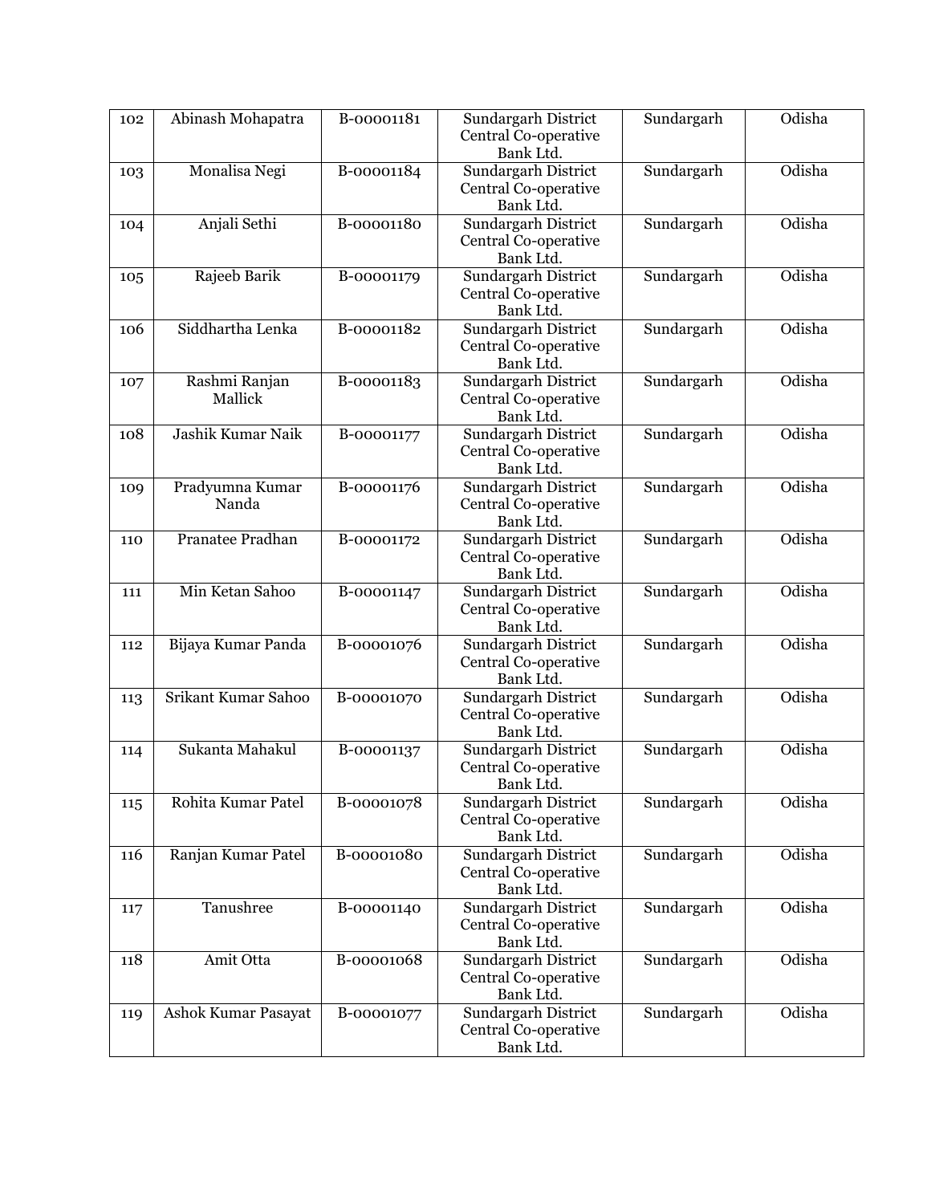| 102 | Abinash Mohapatra | B-00001181 | Sundargarh District Central Co-operative Bank Ltd. | Sundargarh | Odisha |
|---|---|---|---|---|---|
| 103 | Monalisa Negi | B-00001184 | Sundargarh District Central Co-operative Bank Ltd. | Sundargarh | Odisha |
| 104 | Anjali Sethi | B-00001180 | Sundargarh District Central Co-operative Bank Ltd. | Sundargarh | Odisha |
| 105 | Rajeeb Barik | B-00001179 | Sundargarh District Central Co-operative Bank Ltd. | Sundargarh | Odisha |
| 106 | Siddhartha Lenka | B-00001182 | Sundargarh District Central Co-operative Bank Ltd. | Sundargarh | Odisha |
| 107 | Rashmi Ranjan Mallick | B-00001183 | Sundargarh District Central Co-operative Bank Ltd. | Sundargarh | Odisha |
| 108 | Jashik Kumar Naik | B-00001177 | Sundargarh District Central Co-operative Bank Ltd. | Sundargarh | Odisha |
| 109 | Pradyumna Kumar Nanda | B-00001176 | Sundargarh District Central Co-operative Bank Ltd. | Sundargarh | Odisha |
| 110 | Pranatee Pradhan | B-00001172 | Sundargarh District Central Co-operative Bank Ltd. | Sundargarh | Odisha |
| 111 | Min Ketan Sahoo | B-00001147 | Sundargarh District Central Co-operative Bank Ltd. | Sundargarh | Odisha |
| 112 | Bijaya Kumar Panda | B-00001076 | Sundargarh District Central Co-operative Bank Ltd. | Sundargarh | Odisha |
| 113 | Srikant Kumar Sahoo | B-00001070 | Sundargarh District Central Co-operative Bank Ltd. | Sundargarh | Odisha |
| 114 | Sukanta Mahakul | B-00001137 | Sundargarh District Central Co-operative Bank Ltd. | Sundargarh | Odisha |
| 115 | Rohita Kumar Patel | B-00001078 | Sundargarh District Central Co-operative Bank Ltd. | Sundargarh | Odisha |
| 116 | Ranjan Kumar Patel | B-00001080 | Sundargarh District Central Co-operative Bank Ltd. | Sundargarh | Odisha |
| 117 | Tanushree | B-00001140 | Sundargarh District Central Co-operative Bank Ltd. | Sundargarh | Odisha |
| 118 | Amit Otta | B-00001068 | Sundargarh District Central Co-operative Bank Ltd. | Sundargarh | Odisha |
| 119 | Ashok Kumar Pasayat | B-00001077 | Sundargarh District Central Co-operative Bank Ltd. | Sundargarh | Odisha |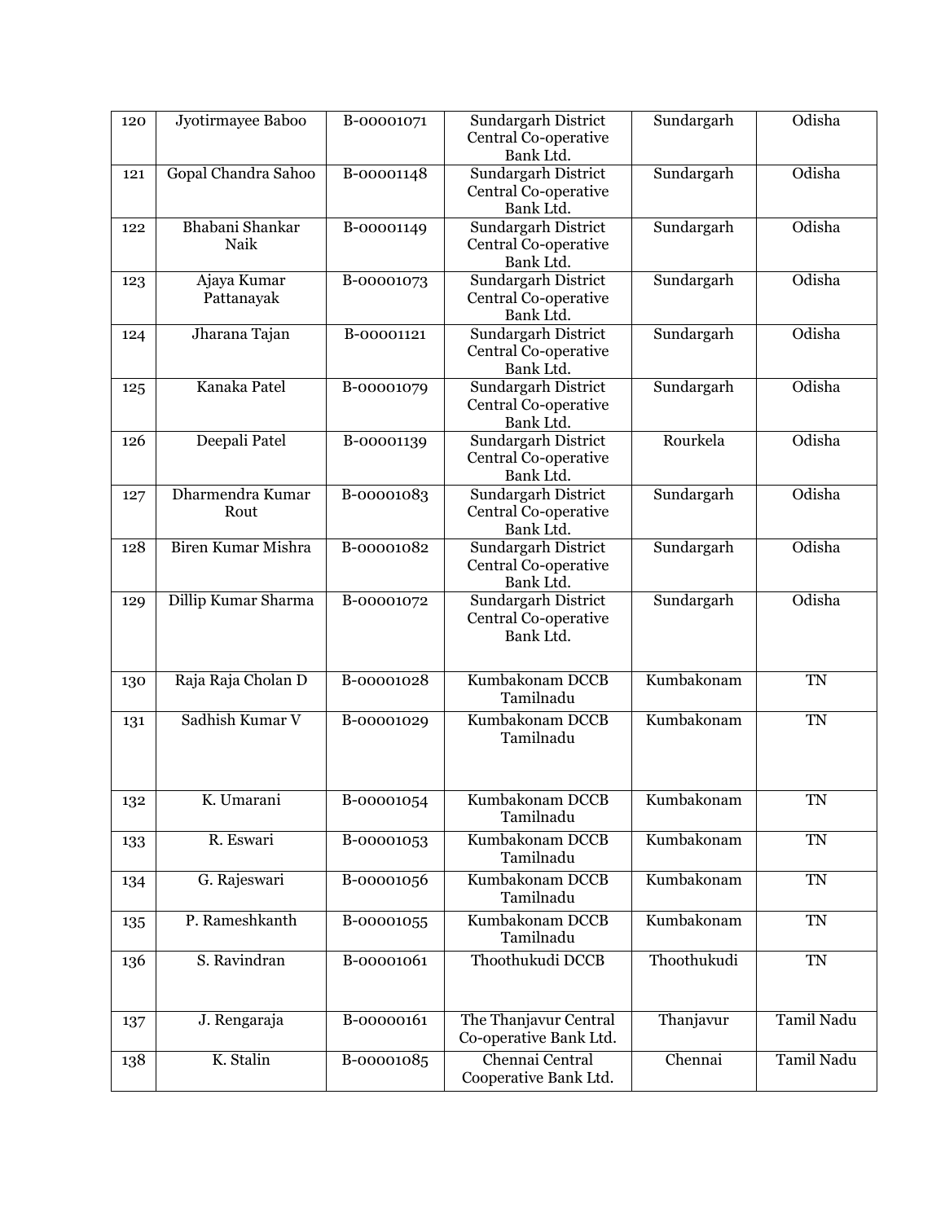| 120 | Jyotirmayee Baboo | B-00001071 | Sundargarh District Central Co-operative Bank Ltd. | Sundargarh | Odisha |
|---|---|---|---|---|---|
| 121 | Gopal Chandra Sahoo | B-00001148 | Sundargarh District Central Co-operative Bank Ltd. | Sundargarh | Odisha |
| 122 | Bhabani Shankar Naik | B-00001149 | Sundargarh District Central Co-operative Bank Ltd. | Sundargarh | Odisha |
| 123 | Ajaya Kumar Pattanayak | B-00001073 | Sundargarh District Central Co-operative Bank Ltd. | Sundargarh | Odisha |
| 124 | Jharana Tajan | B-00001121 | Sundargarh District Central Co-operative Bank Ltd. | Sundargarh | Odisha |
| 125 | Kanaka Patel | B-00001079 | Sundargarh District Central Co-operative Bank Ltd. | Sundargarh | Odisha |
| 126 | Deepali Patel | B-00001139 | Sundargarh District Central Co-operative Bank Ltd. | Rourkela | Odisha |
| 127 | Dharmendra Kumar Rout | B-00001083 | Sundargarh District Central Co-operative Bank Ltd. | Sundargarh | Odisha |
| 128 | Biren Kumar Mishra | B-00001082 | Sundargarh District Central Co-operative Bank Ltd. | Sundargarh | Odisha |
| 129 | Dillip Kumar Sharma | B-00001072 | Sundargarh District Central Co-operative Bank Ltd. | Sundargarh | Odisha |
| 130 | Raja Raja Cholan D | B-00001028 | Kumbakonam DCCB Tamilnadu | Kumbakonam | TN |
| 131 | Sadhish Kumar V | B-00001029 | Kumbakonam DCCB Tamilnadu | Kumbakonam | TN |
| 132 | K. Umarani | B-00001054 | Kumbakonam DCCB Tamilnadu | Kumbakonam | TN |
| 133 | R. Eswari | B-00001053 | Kumbakonam DCCB Tamilnadu | Kumbakonam | TN |
| 134 | G. Rajeswari | B-00001056 | Kumbakonam DCCB Tamilnadu | Kumbakonam | TN |
| 135 | P. Rameshkanth | B-00001055 | Kumbakonam DCCB Tamilnadu | Kumbakonam | TN |
| 136 | S. Ravindran | B-00001061 | Thoothukudi DCCB | Thoothukudi | TN |
| 137 | J. Rengaraja | B-00000161 | The Thanjavur Central Co-operative Bank Ltd. | Thanjavur | Tamil Nadu |
| 138 | K. Stalin | B-00001085 | Chennai Central Cooperative Bank Ltd. | Chennai | Tamil Nadu |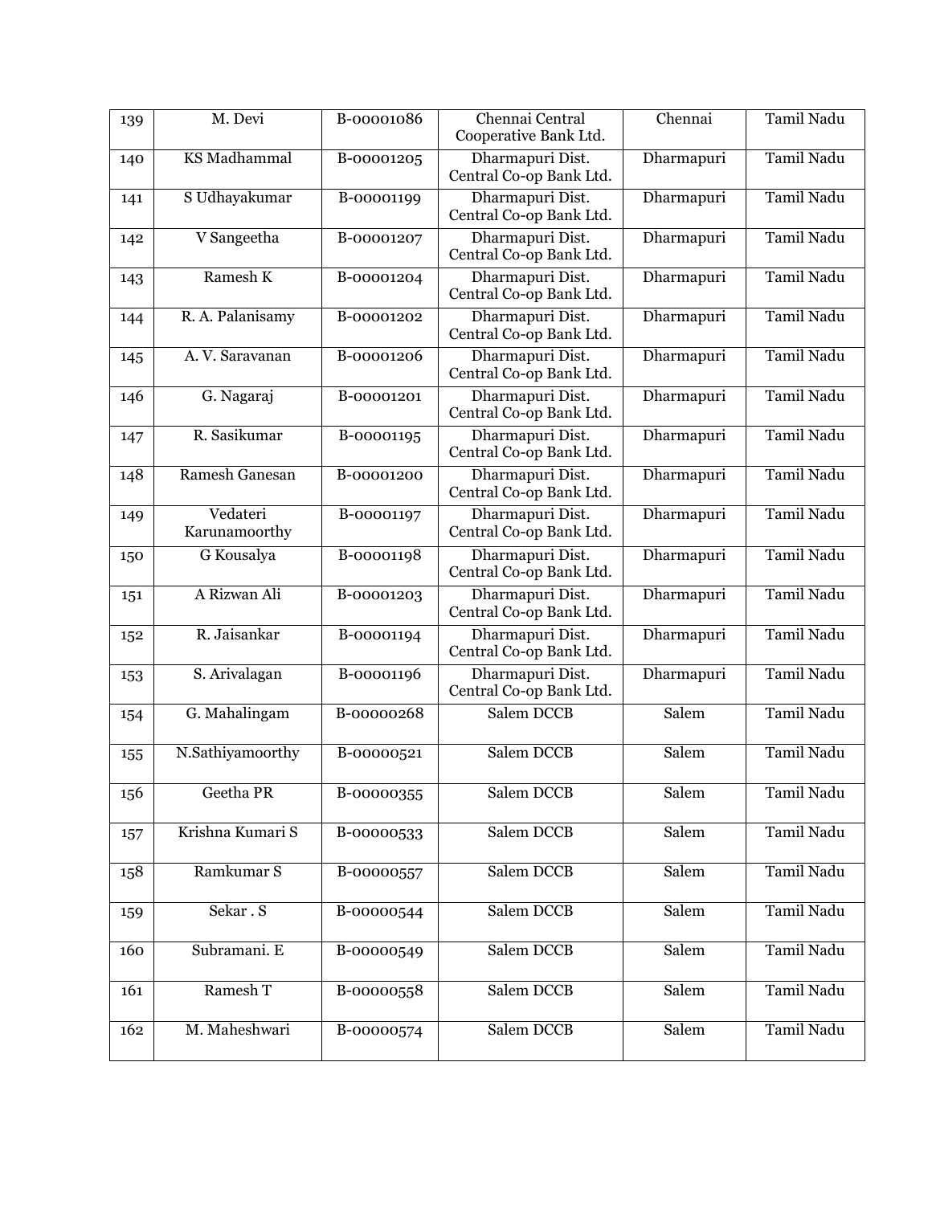| 139 | M. Devi | B-00001086 | Chennai Central Cooperative Bank Ltd. | Chennai | Tamil Nadu |
|---|---|---|---|---|---|
| 140 | KS Madhammal | B-00001205 | Dharmapuri Dist. Central Co-op Bank Ltd. | Dharmapuri | Tamil Nadu |
| 141 | S Udhayakumar | B-00001199 | Dharmapuri Dist. Central Co-op Bank Ltd. | Dharmapuri | Tamil Nadu |
| 142 | V Sangeetha | B-00001207 | Dharmapuri Dist. Central Co-op Bank Ltd. | Dharmapuri | Tamil Nadu |
| 143 | Ramesh K | B-00001204 | Dharmapuri Dist. Central Co-op Bank Ltd. | Dharmapuri | Tamil Nadu |
| 144 | R. A. Palanisamy | B-00001202 | Dharmapuri Dist. Central Co-op Bank Ltd. | Dharmapuri | Tamil Nadu |
| 145 | A. V. Saravanan | B-00001206 | Dharmapuri Dist. Central Co-op Bank Ltd. | Dharmapuri | Tamil Nadu |
| 146 | G. Nagaraj | B-00001201 | Dharmapuri Dist. Central Co-op Bank Ltd. | Dharmapuri | Tamil Nadu |
| 147 | R. Sasikumar | B-00001195 | Dharmapuri Dist. Central Co-op Bank Ltd. | Dharmapuri | Tamil Nadu |
| 148 | Ramesh Ganesan | B-00001200 | Dharmapuri Dist. Central Co-op Bank Ltd. | Dharmapuri | Tamil Nadu |
| 149 | Vedateri Karunamoorthy | B-00001197 | Dharmapuri Dist. Central Co-op Bank Ltd. | Dharmapuri | Tamil Nadu |
| 150 | G Kousalya | B-00001198 | Dharmapuri Dist. Central Co-op Bank Ltd. | Dharmapuri | Tamil Nadu |
| 151 | A Rizwan Ali | B-00001203 | Dharmapuri Dist. Central Co-op Bank Ltd. | Dharmapuri | Tamil Nadu |
| 152 | R. Jaisankar | B-00001194 | Dharmapuri Dist. Central Co-op Bank Ltd. | Dharmapuri | Tamil Nadu |
| 153 | S. Arivalagan | B-00001196 | Dharmapuri Dist. Central Co-op Bank Ltd. | Dharmapuri | Tamil Nadu |
| 154 | G. Mahalingam | B-00000268 | Salem DCCB | Salem | Tamil Nadu |
| 155 | N.Sathiyamoorthy | B-00000521 | Salem DCCB | Salem | Tamil Nadu |
| 156 | Geetha PR | B-00000355 | Salem DCCB | Salem | Tamil Nadu |
| 157 | Krishna Kumari S | B-00000533 | Salem DCCB | Salem | Tamil Nadu |
| 158 | Ramkumar S | B-00000557 | Salem DCCB | Salem | Tamil Nadu |
| 159 | Sekar . S | B-00000544 | Salem DCCB | Salem | Tamil Nadu |
| 160 | Subramani. E | B-00000549 | Salem DCCB | Salem | Tamil Nadu |
| 161 | Ramesh T | B-00000558 | Salem DCCB | Salem | Tamil Nadu |
| 162 | M. Maheshwari | B-00000574 | Salem DCCB | Salem | Tamil Nadu |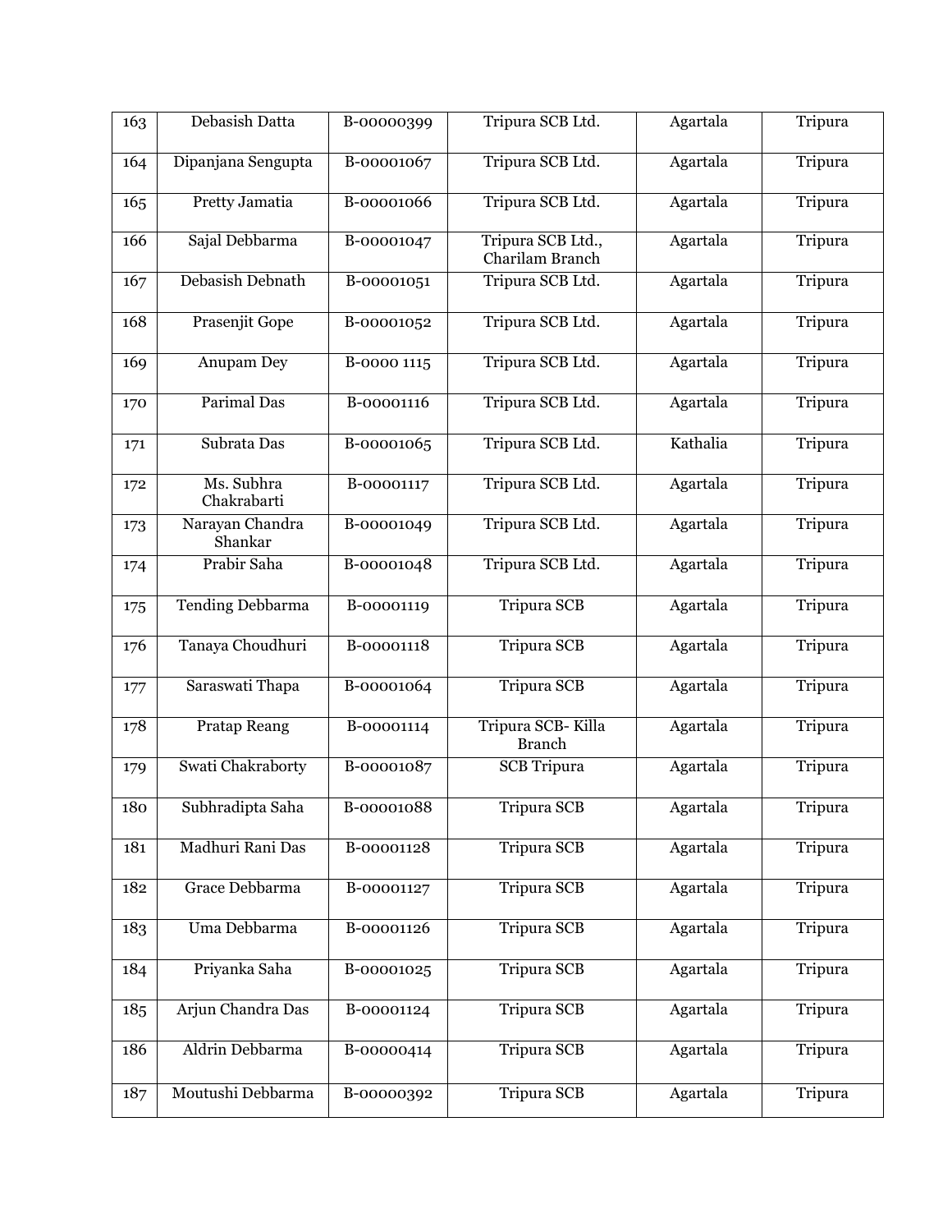| 163 | Debasish Datta | B-00000399 | Tripura SCB Ltd. | Agartala | Tripura |
|---|---|---|---|---|---|
| 164 | Dipanjana Sengupta | B-00001067 | Tripura SCB Ltd. | Agartala | Tripura |
| 165 | Pretty Jamatia | B-00001066 | Tripura SCB Ltd. | Agartala | Tripura |
| 166 | Sajal Debbarma | B-00001047 | Tripura SCB Ltd., Charilam Branch | Agartala | Tripura |
| 167 | Debasish Debnath | B-00001051 | Tripura SCB Ltd. | Agartala | Tripura |
| 168 | Prasenjit Gope | B-00001052 | Tripura SCB Ltd. | Agartala | Tripura |
| 169 | Anupam Dey | B-0000 1115 | Tripura SCB Ltd. | Agartala | Tripura |
| 170 | Parimal Das | B-00001116 | Tripura SCB Ltd. | Agartala | Tripura |
| 171 | Subrata Das | B-00001065 | Tripura SCB Ltd. | Kathalia | Tripura |
| 172 | Ms. Subhra Chakrabarti | B-00001117 | Tripura SCB Ltd. | Agartala | Tripura |
| 173 | Narayan Chandra Shankar | B-00001049 | Tripura SCB Ltd. | Agartala | Tripura |
| 174 | Prabir Saha | B-00001048 | Tripura SCB Ltd. | Agartala | Tripura |
| 175 | Tending Debbarma | B-00001119 | Tripura SCB | Agartala | Tripura |
| 176 | Tanaya Choudhuri | B-00001118 | Tripura SCB | Agartala | Tripura |
| 177 | Saraswati Thapa | B-00001064 | Tripura SCB | Agartala | Tripura |
| 178 | Pratap Reang | B-00001114 | Tripura SCB- Killa Branch | Agartala | Tripura |
| 179 | Swati Chakraborty | B-00001087 | SCB Tripura | Agartala | Tripura |
| 180 | Subhradipta Saha | B-00001088 | Tripura SCB | Agartala | Tripura |
| 181 | Madhuri Rani Das | B-00001128 | Tripura SCB | Agartala | Tripura |
| 182 | Grace Debbarma | B-00001127 | Tripura SCB | Agartala | Tripura |
| 183 | Uma Debbarma | B-00001126 | Tripura SCB | Agartala | Tripura |
| 184 | Priyanka Saha | B-00001025 | Tripura SCB | Agartala | Tripura |
| 185 | Arjun Chandra Das | B-00001124 | Tripura SCB | Agartala | Tripura |
| 186 | Aldrin Debbarma | B-00000414 | Tripura SCB | Agartala | Tripura |
| 187 | Moutushi Debbarma | B-00000392 | Tripura SCB | Agartala | Tripura |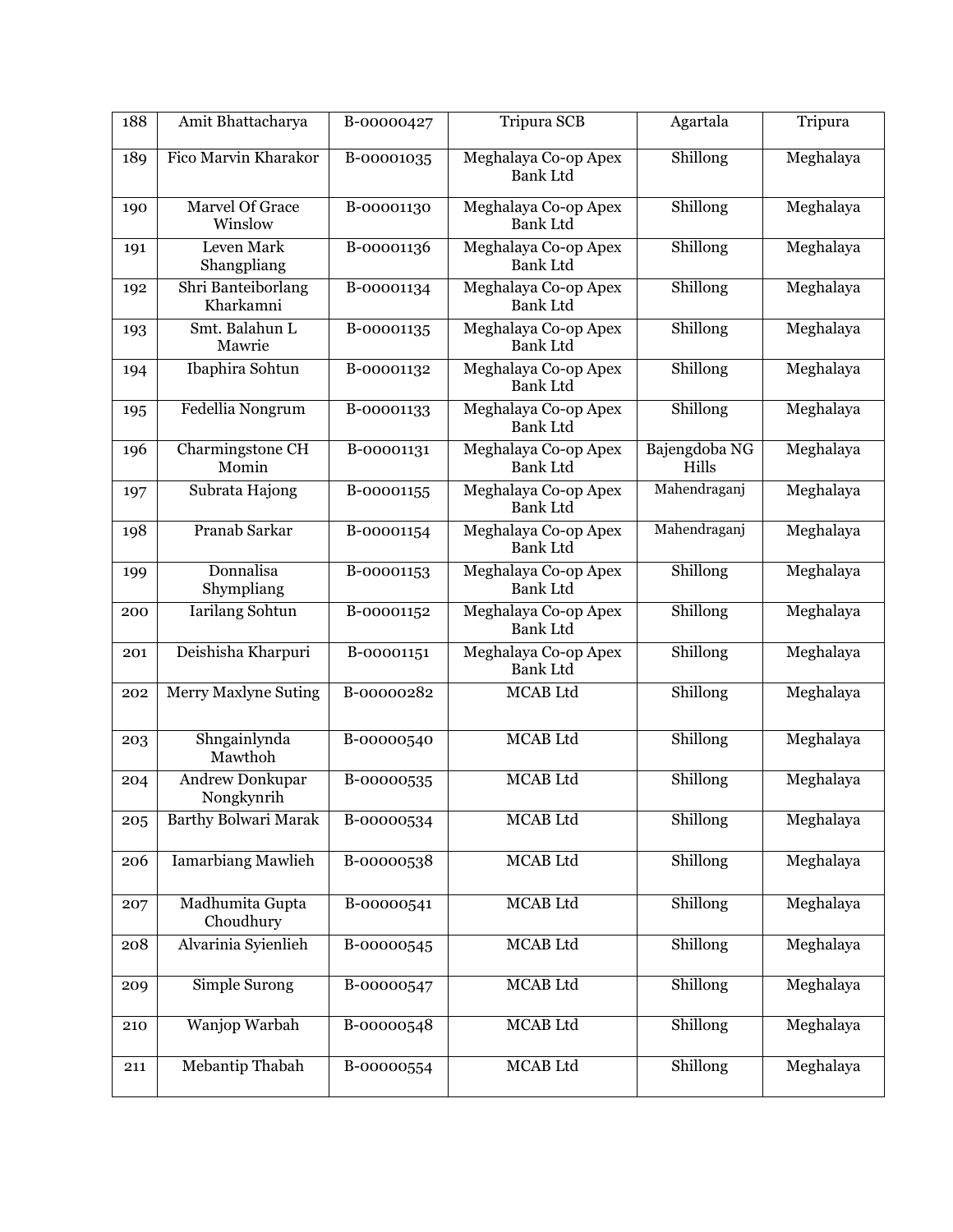| 188 | Amit Bhattacharya | B-00000427 | Tripura SCB | Agartala | Tripura |
|---|---|---|---|---|---|
| 189 | Fico Marvin Kharakor | B-00001035 | Meghalaya Co-op Apex Bank Ltd | Shillong | Meghalaya |
| 190 | Marvel Of Grace Winslow | B-00001130 | Meghalaya Co-op Apex Bank Ltd | Shillong | Meghalaya |
| 191 | Leven Mark Shangpliang | B-00001136 | Meghalaya Co-op Apex Bank Ltd | Shillong | Meghalaya |
| 192 | Shri Banteiborlang Kharkamni | B-00001134 | Meghalaya Co-op Apex Bank Ltd | Shillong | Meghalaya |
| 193 | Smt. Balahun L Mawrie | B-00001135 | Meghalaya Co-op Apex Bank Ltd | Shillong | Meghalaya |
| 194 | Ibaphira Sohtun | B-00001132 | Meghalaya Co-op Apex Bank Ltd | Shillong | Meghalaya |
| 195 | Fedellia Nongrum | B-00001133 | Meghalaya Co-op Apex Bank Ltd | Shillong | Meghalaya |
| 196 | Charmingstone CH Momin | B-00001131 | Meghalaya Co-op Apex Bank Ltd | Bajengdoba NG Hills | Meghalaya |
| 197 | Subrata Hajong | B-00001155 | Meghalaya Co-op Apex Bank Ltd | Mahendraganj | Meghalaya |
| 198 | Pranab Sarkar | B-00001154 | Meghalaya Co-op Apex Bank Ltd | Mahendraganj | Meghalaya |
| 199 | Donnalisa Shympliang | B-00001153 | Meghalaya Co-op Apex Bank Ltd | Shillong | Meghalaya |
| 200 | Iarilang Sohtun | B-00001152 | Meghalaya Co-op Apex Bank Ltd | Shillong | Meghalaya |
| 201 | Deishisha Kharpuri | B-00001151 | Meghalaya Co-op Apex Bank Ltd | Shillong | Meghalaya |
| 202 | Merry Maxlyne Suting | B-00000282 | MCAB Ltd | Shillong | Meghalaya |
| 203 | Shngainlynda Mawthoh | B-00000540 | MCAB Ltd | Shillong | Meghalaya |
| 204 | Andrew Donkupar Nongkynrih | B-00000535 | MCAB Ltd | Shillong | Meghalaya |
| 205 | Barthy Bolwari Marak | B-00000534 | MCAB Ltd | Shillong | Meghalaya |
| 206 | Iamarbiang Mawlieh | B-00000538 | MCAB Ltd | Shillong | Meghalaya |
| 207 | Madhumita Gupta Choudhury | B-00000541 | MCAB Ltd | Shillong | Meghalaya |
| 208 | Alvarinia Syienlieh | B-00000545 | MCAB Ltd | Shillong | Meghalaya |
| 209 | Simple Surong | B-00000547 | MCAB Ltd | Shillong | Meghalaya |
| 210 | Wanjop Warbah | B-00000548 | MCAB Ltd | Shillong | Meghalaya |
| 211 | Mebantip Thabah | B-00000554 | MCAB Ltd | Shillong | Meghalaya |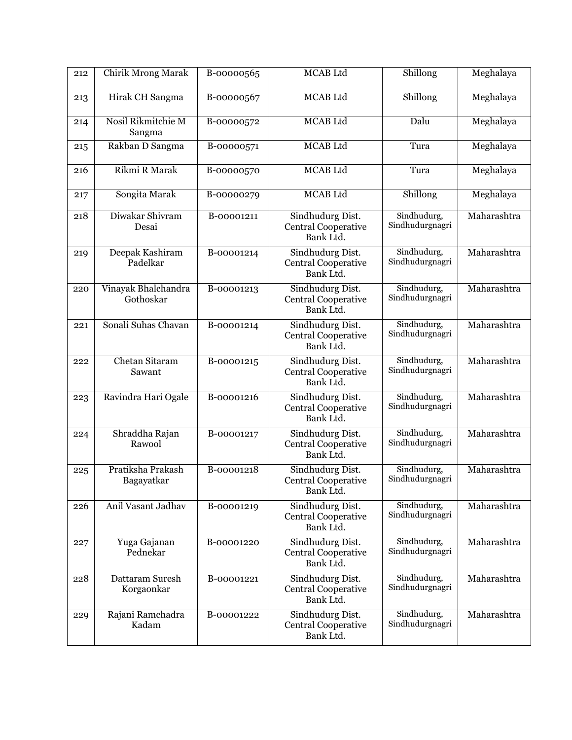| 212 | Chirik Mrong Marak | B-00000565 | MCAB Ltd | Shillong | Meghalaya |
|---|---|---|---|---|---|
| 213 | Hirak CH Sangma | B-00000567 | MCAB Ltd | Shillong | Meghalaya |
| 214 | Nosil Rikmitchie M Sangma | B-00000572 | MCAB Ltd | Dalu | Meghalaya |
| 215 | Rakban D Sangma | B-00000571 | MCAB Ltd | Tura | Meghalaya |
| 216 | Rikmi R Marak | B-00000570 | MCAB Ltd | Tura | Meghalaya |
| 217 | Songita Marak | B-00000279 | MCAB Ltd | Shillong | Meghalaya |
| 218 | Diwakar Shivram Desai | B-00001211 | Sindhudurg Dist. Central Cooperative Bank Ltd. | Sindhudurg, Sindhudurgnagri | Maharashtra |
| 219 | Deepak Kashiram Padelkar | B-00001214 | Sindhudurg Dist. Central Cooperative Bank Ltd. | Sindhudurg, Sindhudurgnagri | Maharashtra |
| 220 | Vinayak Bhalchandra Gothoskar | B-00001213 | Sindhudurg Dist. Central Cooperative Bank Ltd. | Sindhudurg, Sindhudurgnagri | Maharashtra |
| 221 | Sonali Suhas Chavan | B-00001214 | Sindhudurg Dist. Central Cooperative Bank Ltd. | Sindhudurg, Sindhudurgnagri | Maharashtra |
| 222 | Chetan Sitaram Sawant | B-00001215 | Sindhudurg Dist. Central Cooperative Bank Ltd. | Sindhudurg, Sindhudurgnagri | Maharashtra |
| 223 | Ravindra Hari Ogale | B-00001216 | Sindhudurg Dist. Central Cooperative Bank Ltd. | Sindhudurg, Sindhudurgnagri | Maharashtra |
| 224 | Shraddha Rajan Rawool | B-00001217 | Sindhudurg Dist. Central Cooperative Bank Ltd. | Sindhudurg, Sindhudurgnagri | Maharashtra |
| 225 | Pratiksha Prakash Bagayatkar | B-00001218 | Sindhudurg Dist. Central Cooperative Bank Ltd. | Sindhudurg, Sindhudurgnagri | Maharashtra |
| 226 | Anil Vasant Jadhav | B-00001219 | Sindhudurg Dist. Central Cooperative Bank Ltd. | Sindhudurg, Sindhudurgnagri | Maharashtra |
| 227 | Yuga Gajanan Pednekar | B-00001220 | Sindhudurg Dist. Central Cooperative Bank Ltd. | Sindhudurg, Sindhudurgnagri | Maharashtra |
| 228 | Dattaram Suresh Korgaonkar | B-00001221 | Sindhudurg Dist. Central Cooperative Bank Ltd. | Sindhudurg, Sindhudurgnagri | Maharashtra |
| 229 | Rajani Ramchadra Kadam | B-00001222 | Sindhudurg Dist. Central Cooperative Bank Ltd. | Sindhudurg, Sindhudurgnagri | Maharashtra |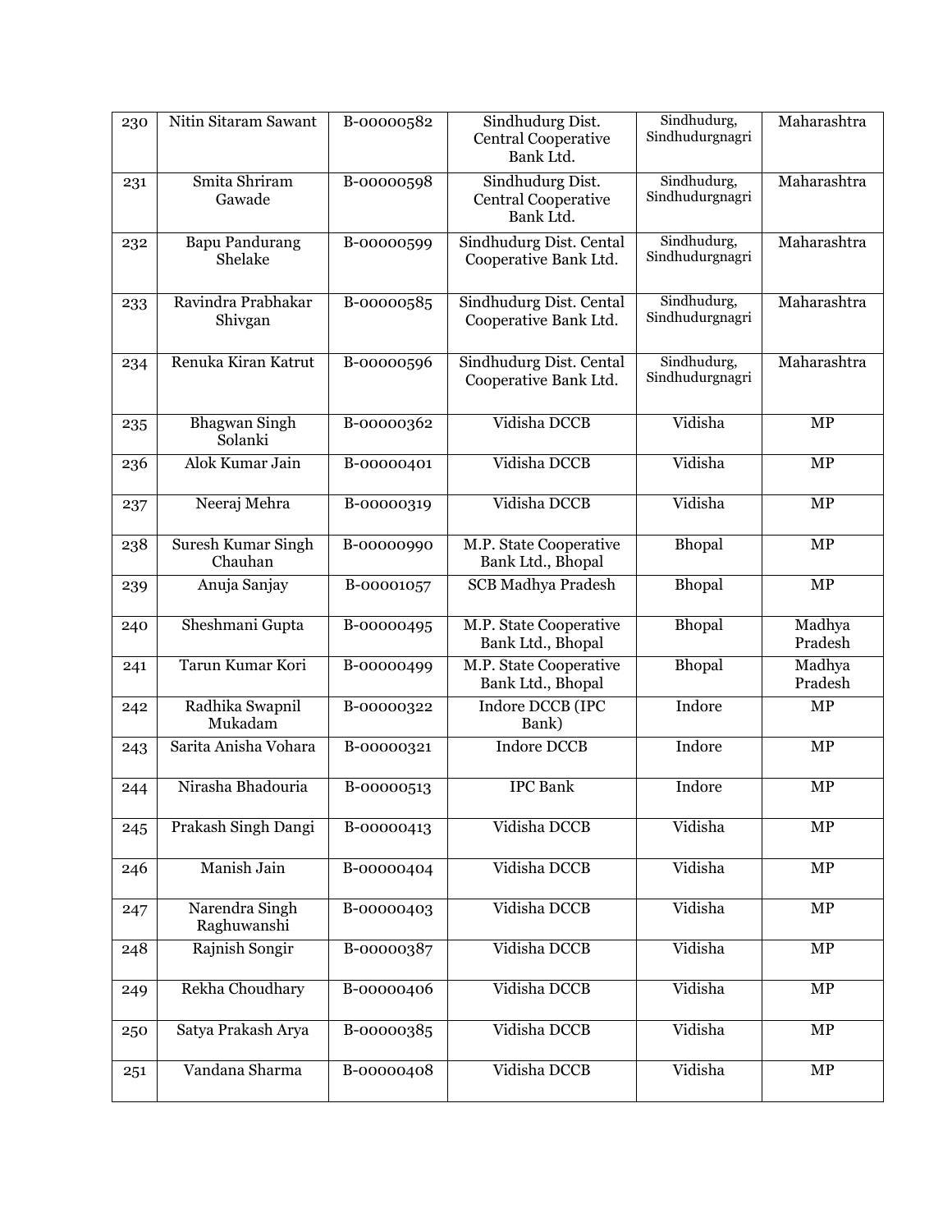| 230 | Nitin Sitaram Sawant | B-00000582 | Sindhudurg Dist. Central Cooperative Bank Ltd. | Sindhudurg, Sindhudurgnagri | Maharashtra |
|---|---|---|---|---|---|
| 231 | Smita Shriram Gawade | B-00000598 | Sindhudurg Dist. Central Cooperative Bank Ltd. | Sindhudurg, Sindhudurgnagri | Maharashtra |
| 232 | Bapu Pandurang Shelake | B-00000599 | Sindhudurg Dist. Cental Cooperative Bank Ltd. | Sindhudurg, Sindhudurgnagri | Maharashtra |
| 233 | Ravindra Prabhakar Shivgan | B-00000585 | Sindhudurg Dist. Cental Cooperative Bank Ltd. | Sindhudurg, Sindhudurgnagri | Maharashtra |
| 234 | Renuka Kiran Katrut | B-00000596 | Sindhudurg Dist. Cental Cooperative Bank Ltd. | Sindhudurg, Sindhudurgnagri | Maharashtra |
| 235 | Bhagwan Singh Solanki | B-00000362 | Vidisha DCCB | Vidisha | MP |
| 236 | Alok Kumar Jain | B-00000401 | Vidisha DCCB | Vidisha | MP |
| 237 | Neeraj Mehra | B-00000319 | Vidisha DCCB | Vidisha | MP |
| 238 | Suresh Kumar Singh Chauhan | B-00000990 | M.P. State Cooperative Bank Ltd., Bhopal | Bhopal | MP |
| 239 | Anuja Sanjay | B-00001057 | SCB Madhya Pradesh | Bhopal | MP |
| 240 | Sheshmani Gupta | B-00000495 | M.P. State Cooperative Bank Ltd., Bhopal | Bhopal | Madhya Pradesh |
| 241 | Tarun Kumar Kori | B-00000499 | M.P. State Cooperative Bank Ltd., Bhopal | Bhopal | Madhya Pradesh |
| 242 | Radhika Swapnil Mukadam | B-00000322 | Indore DCCB (IPC Bank) | Indore | MP |
| 243 | Sarita Anisha Vohara | B-00000321 | Indore DCCB | Indore | MP |
| 244 | Nirasha Bhadouria | B-00000513 | IPC Bank | Indore | MP |
| 245 | Prakash Singh Dangi | B-00000413 | Vidisha DCCB | Vidisha | MP |
| 246 | Manish Jain | B-00000404 | Vidisha DCCB | Vidisha | MP |
| 247 | Narendra Singh Raghuwanshi | B-00000403 | Vidisha DCCB | Vidisha | MP |
| 248 | Rajnish Songir | B-00000387 | Vidisha DCCB | Vidisha | MP |
| 249 | Rekha Choudhary | B-00000406 | Vidisha DCCB | Vidisha | MP |
| 250 | Satya Prakash Arya | B-00000385 | Vidisha DCCB | Vidisha | MP |
| 251 | Vandana Sharma | B-00000408 | Vidisha DCCB | Vidisha | MP |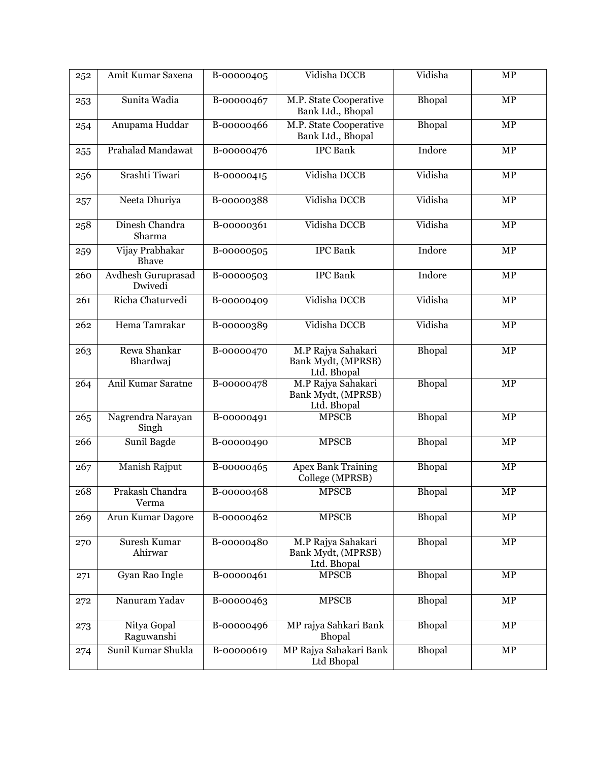| 252 | Amit Kumar Saxena | B-00000405 | Vidisha DCCB | Vidisha | MP |
|---|---|---|---|---|---|
| 253 | Sunita Wadia | B-00000467 | M.P. State Cooperative Bank Ltd., Bhopal | Bhopal | MP |
| 254 | Anupama Huddar | B-00000466 | M.P. State Cooperative Bank Ltd., Bhopal | Bhopal | MP |
| 255 | Prahalad Mandawat | B-00000476 | IPC Bank | Indore | MP |
| 256 | Srashti Tiwari | B-00000415 | Vidisha DCCB | Vidisha | MP |
| 257 | Neeta Dhuriya | B-00000388 | Vidisha DCCB | Vidisha | MP |
| 258 | Dinesh Chandra Sharma | B-00000361 | Vidisha DCCB | Vidisha | MP |
| 259 | Vijay Prabhakar Bhave | B-00000505 | IPC Bank | Indore | MP |
| 260 | Avdhesh Guruprasad Dwivedi | B-00000503 | IPC Bank | Indore | MP |
| 261 | Richa Chaturvedi | B-00000409 | Vidisha DCCB | Vidisha | MP |
| 262 | Hema Tamrakar | B-00000389 | Vidisha DCCB | Vidisha | MP |
| 263 | Rewa Shankar Bhardwaj | B-00000470 | M.P Rajya Sahakari Bank Mydt, (MPRSB) Ltd. Bhopal | Bhopal | MP |
| 264 | Anil Kumar Saratne | B-00000478 | M.P Rajya Sahakari Bank Mydt, (MPRSB) Ltd. Bhopal | Bhopal | MP |
| 265 | Nagrendra Narayan Singh | B-00000491 | MPSCB | Bhopal | MP |
| 266 | Sunil Bagde | B-00000490 | MPSCB | Bhopal | MP |
| 267 | Manish Rajput | B-00000465 | Apex Bank Training College (MPRSB) | Bhopal | MP |
| 268 | Prakash Chandra Verma | B-00000468 | MPSCB | Bhopal | MP |
| 269 | Arun Kumar Dagore | B-00000462 | MPSCB | Bhopal | MP |
| 270 | Suresh Kumar Ahirwar | B-00000480 | M.P Rajya Sahakari Bank Mydt, (MPRSB) Ltd. Bhopal | Bhopal | MP |
| 271 | Gyan Rao Ingle | B-00000461 | MPSCB | Bhopal | MP |
| 272 | Nanuram Yadav | B-00000463 | MPSCB | Bhopal | MP |
| 273 | Nitya Gopal Raguwanshi | B-00000496 | MP rajya Sahkari Bank Bhopal | Bhopal | MP |
| 274 | Sunil Kumar Shukla | B-00000619 | MP Rajya Sahakari Bank Ltd Bhopal | Bhopal | MP |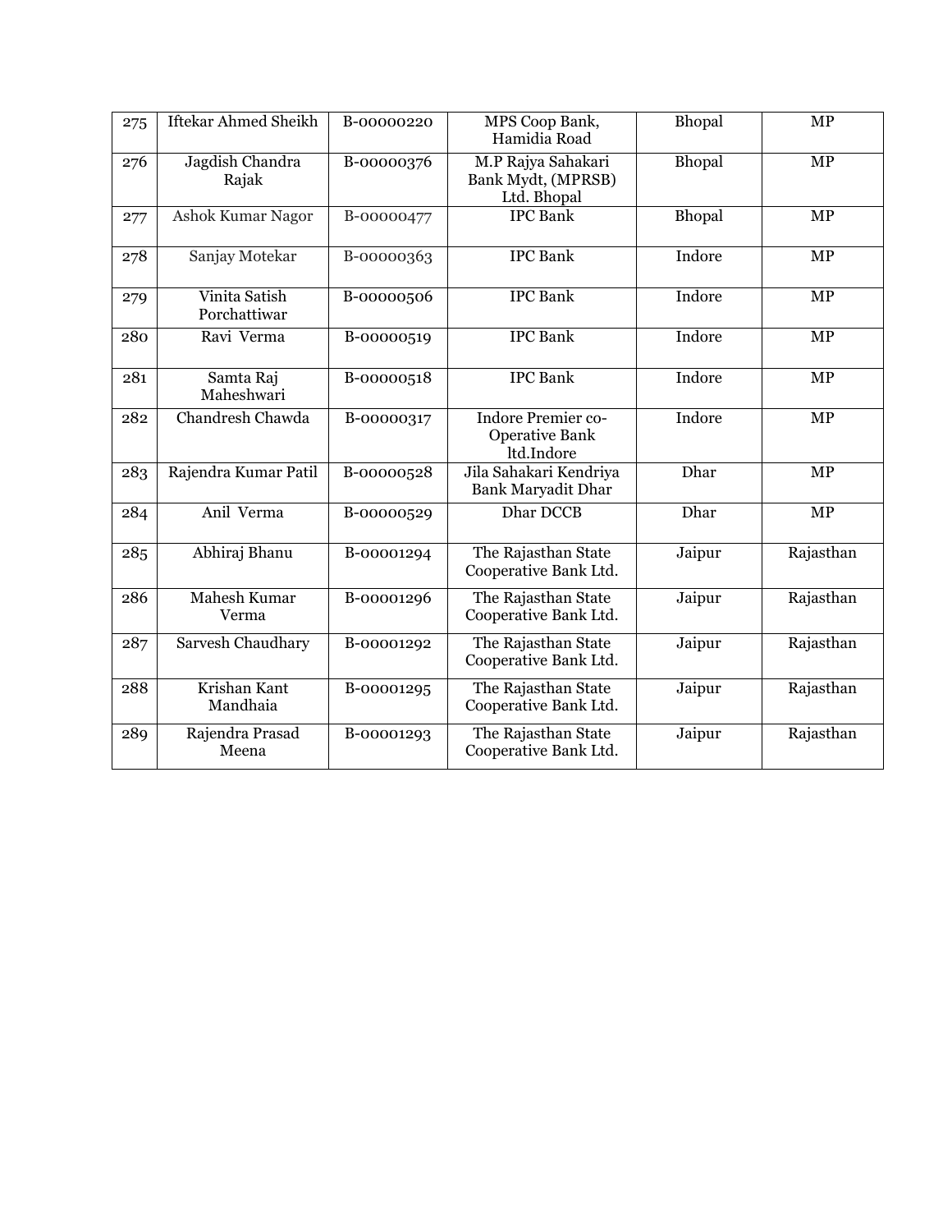| | | | | | |
|---|---|---|---|---|---|
| 275 | Iftekar Ahmed Sheikh | B-00000220 | MPS Coop Bank, Hamidia Road | Bhopal | MP |
| 276 | Jagdish Chandra Rajak | B-00000376 | M.P Rajya Sahakari Bank Mydt, (MPRSB) Ltd. Bhopal | Bhopal | MP |
| 277 | Ashok Kumar Nagor | B-00000477 | IPC Bank | Bhopal | MP |
| 278 | Sanjay Motekar | B-00000363 | IPC Bank | Indore | MP |
| 279 | Vinita Satish Porchattiwar | B-00000506 | IPC Bank | Indore | MP |
| 280 | Ravi Verma | B-00000519 | IPC Bank | Indore | MP |
| 281 | Samta Raj Maheshwari | B-00000518 | IPC Bank | Indore | MP |
| 282 | Chandresh Chawda | B-00000317 | Indore Premier co-Operative Bank ltd.Indore | Indore | MP |
| 283 | Rajendra Kumar Patil | B-00000528 | Jila Sahakari Kendriya Bank Maryadit Dhar | Dhar | MP |
| 284 | Anil Verma | B-00000529 | Dhar DCCB | Dhar | MP |
| 285 | Abhiraj Bhanu | B-00001294 | The Rajasthan State Cooperative Bank Ltd. | Jaipur | Rajasthan |
| 286 | Mahesh Kumar Verma | B-00001296 | The Rajasthan State Cooperative Bank Ltd. | Jaipur | Rajasthan |
| 287 | Sarvesh Chaudhary | B-00001292 | The Rajasthan State Cooperative Bank Ltd. | Jaipur | Rajasthan |
| 288 | Krishan Kant Mandhaia | B-00001295 | The Rajasthan State Cooperative Bank Ltd. | Jaipur | Rajasthan |
| 289 | Rajendra Prasad Meena | B-00001293 | The Rajasthan State Cooperative Bank Ltd. | Jaipur | Rajasthan |